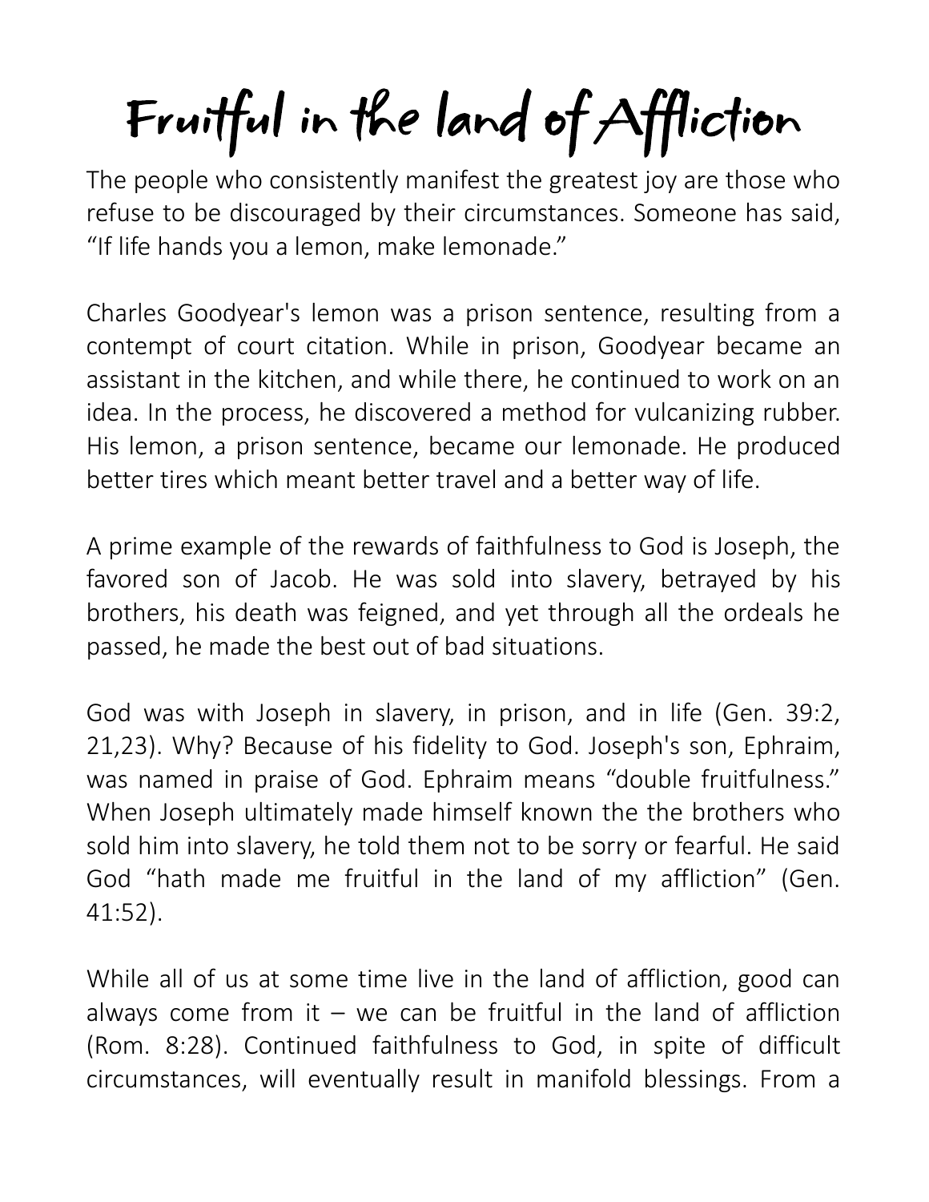# Fruitful in the land of Affliction

The people who consistently manifest the greatest joy are those who refuse to be discouraged by their circumstances. Someone has said, “If life hands you a lemon, make lemonade.”

Charles Goodyear's lemon was a prison sentence, resulting from a contempt of court citation. While in prison, Goodyear became an assistant in the kitchen, and while there, he continued to work on an idea. In the process, he discovered a method for vulcanizing rubber. His lemon, a prison sentence, became our lemonade. He produced better tires which meant better travel and a better way of life.

A prime example of the rewards of faithfulness to God is Joseph, the favored son of Jacob. He was sold into slavery, betrayed by his brothers, his death was feigned, and yet through all the ordeals he passed, he made the best out of bad situations.

God was with Joseph in slavery, in prison, and in life (Gen. 39:2, 21,23). Why? Because of his fidelity to God. Joseph's son, Ephraim, was named in praise of God. Ephraim means “double fruitfulness.” When Joseph ultimately made himself known the the brothers who sold him into slavery, he told them not to be sorry or fearful. He said God “hath made me fruitful in the land of my affliction” (Gen. 41:52).

While all of us at some time live in the land of affliction, good can always come from it – we can be fruitful in the land of affliction (Rom. 8:28). Continued faithfulness to God, in spite of difficult circumstances, will eventually result in manifold blessings. From a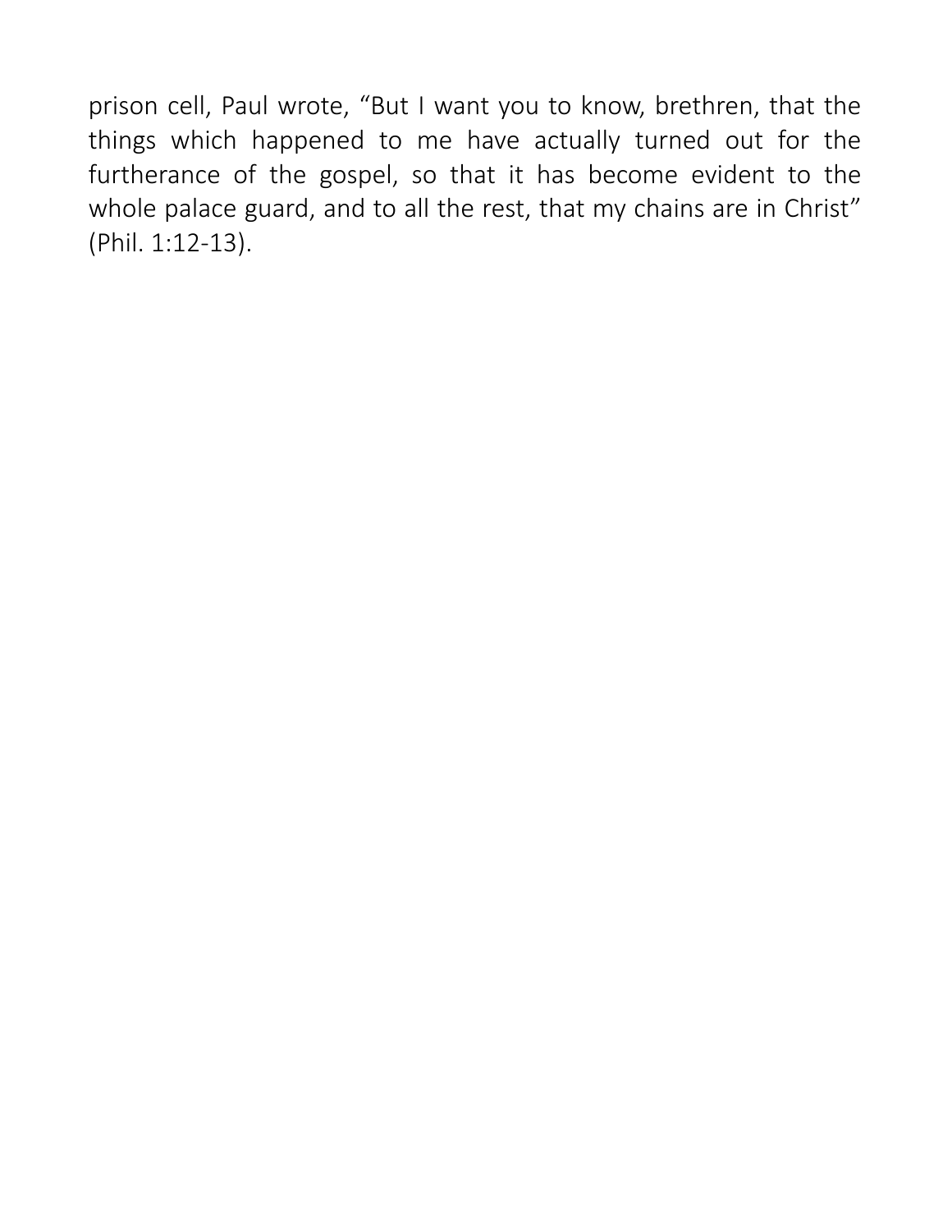prison cell, Paul wrote, “But I want you to know, brethren, that the things which happened to me have actually turned out for the furtherance of the gospel, so that it has become evident to the whole palace guard, and to all the rest, that my chains are in Christ” (Phil. 1:12-13).